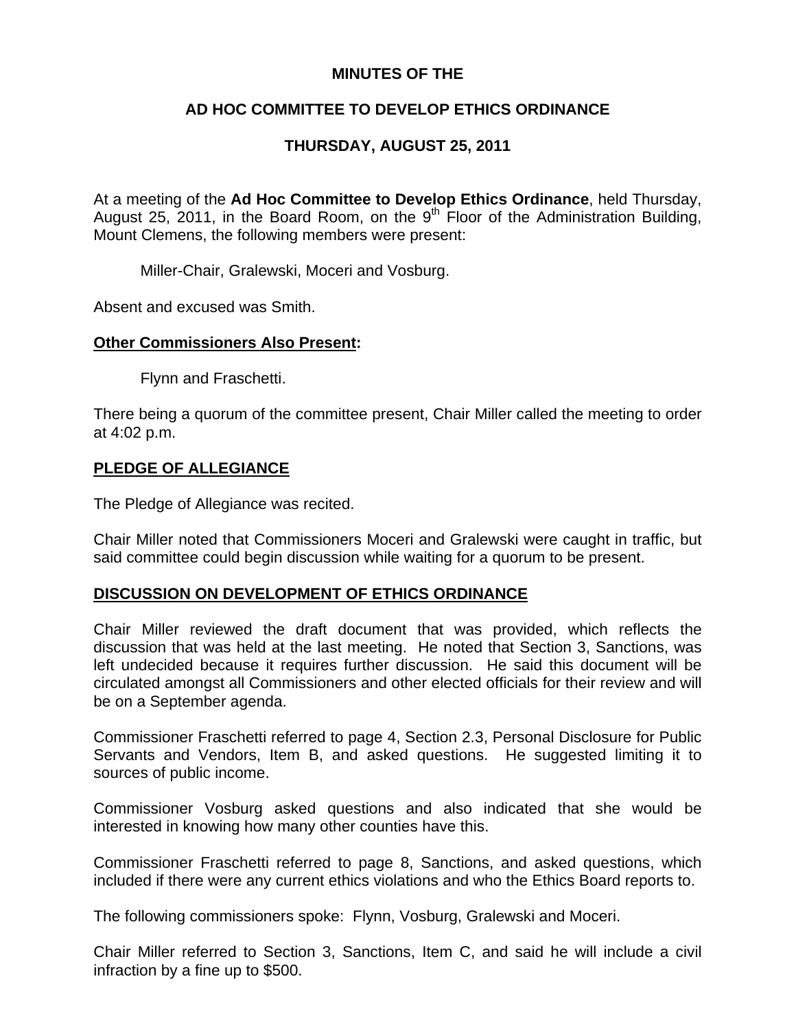# MINUTES OF THE

## AD HOC COMMITTEE TO DEVELOP ETHICS ORDINANCE

## THURSDAY, AUGUST 25, 2011

At a meeting of the **Ad Hoc Committee to Develop Ethics Ordinance**, held Thursday, August 25, 2011, in the Board Room, on the 9th Floor of the Administration Building, Mount Clemens, the following members were present:

Miller-Chair, Gralewski, Moceri and Vosburg.

Absent and excused was Smith.

**Other Commissioners Also Present:**

Flynn and Fraschetti.

There being a quorum of the committee present, Chair Miller called the meeting to order at 4:02 p.m.

**PLEDGE OF ALLEGIANCE**

The Pledge of Allegiance was recited.

Chair Miller noted that Commissioners Moceri and Gralewski were caught in traffic, but said committee could begin discussion while waiting for a quorum to be present.

**DISCUSSION ON DEVELOPMENT OF ETHICS ORDINANCE**

Chair Miller reviewed the draft document that was provided, which reflects the discussion that was held at the last meeting. He noted that Section 3, Sanctions, was left undecided because it requires further discussion. He said this document will be circulated amongst all Commissioners and other elected officials for their review and will be on a September agenda.

Commissioner Fraschetti referred to page 4, Section 2.3, Personal Disclosure for Public Servants and Vendors, Item B, and asked questions. He suggested limiting it to sources of public income.

Commissioner Vosburg asked questions and also indicated that she would be interested in knowing how many other counties have this.

Commissioner Fraschetti referred to page 8, Sanctions, and asked questions, which included if there were any current ethics violations and who the Ethics Board reports to.

The following commissioners spoke: Flynn, Vosburg, Gralewski and Moceri.

Chair Miller referred to Section 3, Sanctions, Item C, and said he will include a civil infraction by a fine up to $500.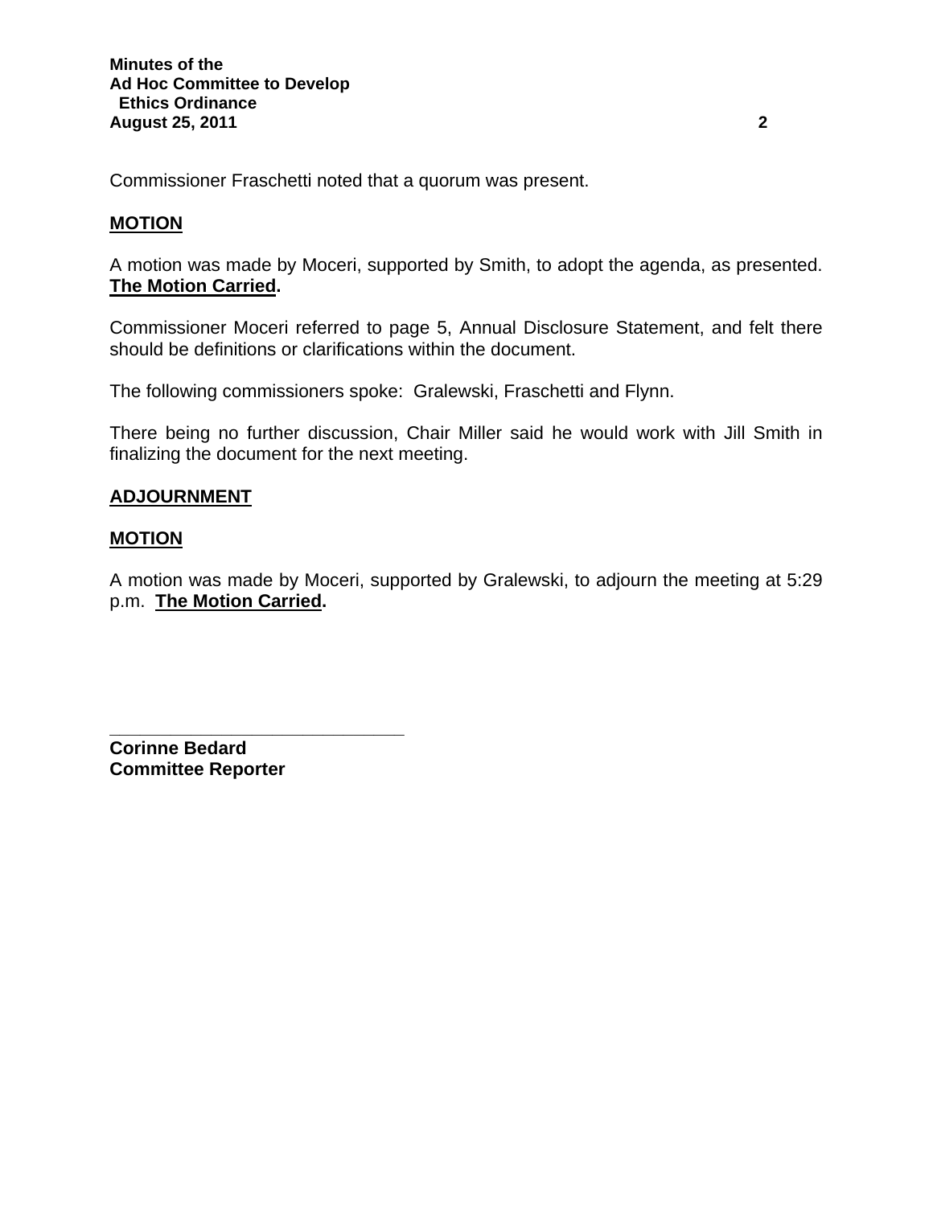Commissioner Fraschetti noted that a quorum was present.

**MOTION**

A motion was made by Moceri, supported by Smith, to adopt the agenda, as presented. **The Motion Carried.**

Commissioner Moceri referred to page 5, Annual Disclosure Statement, and felt there should be definitions or clarifications within the document.

The following commissioners spoke: Gralewski, Fraschetti and Flynn.

There being no further discussion, Chair Miller said he would work with Jill Smith in finalizing the document for the next meeting.

**ADJOURNMENT**

**MOTION**

A motion was made by Moceri, supported by Gralewski, to adjourn the meeting at 5:29 p.m. **The Motion Carried.**

\_\_\_\_\_\_\_\_\_\_\_\_\_\_\_\_\_\_\_\_\_\_\_\_\_\_\_\_\_\_

**Corinne Bedard**
**Committee Reporter**